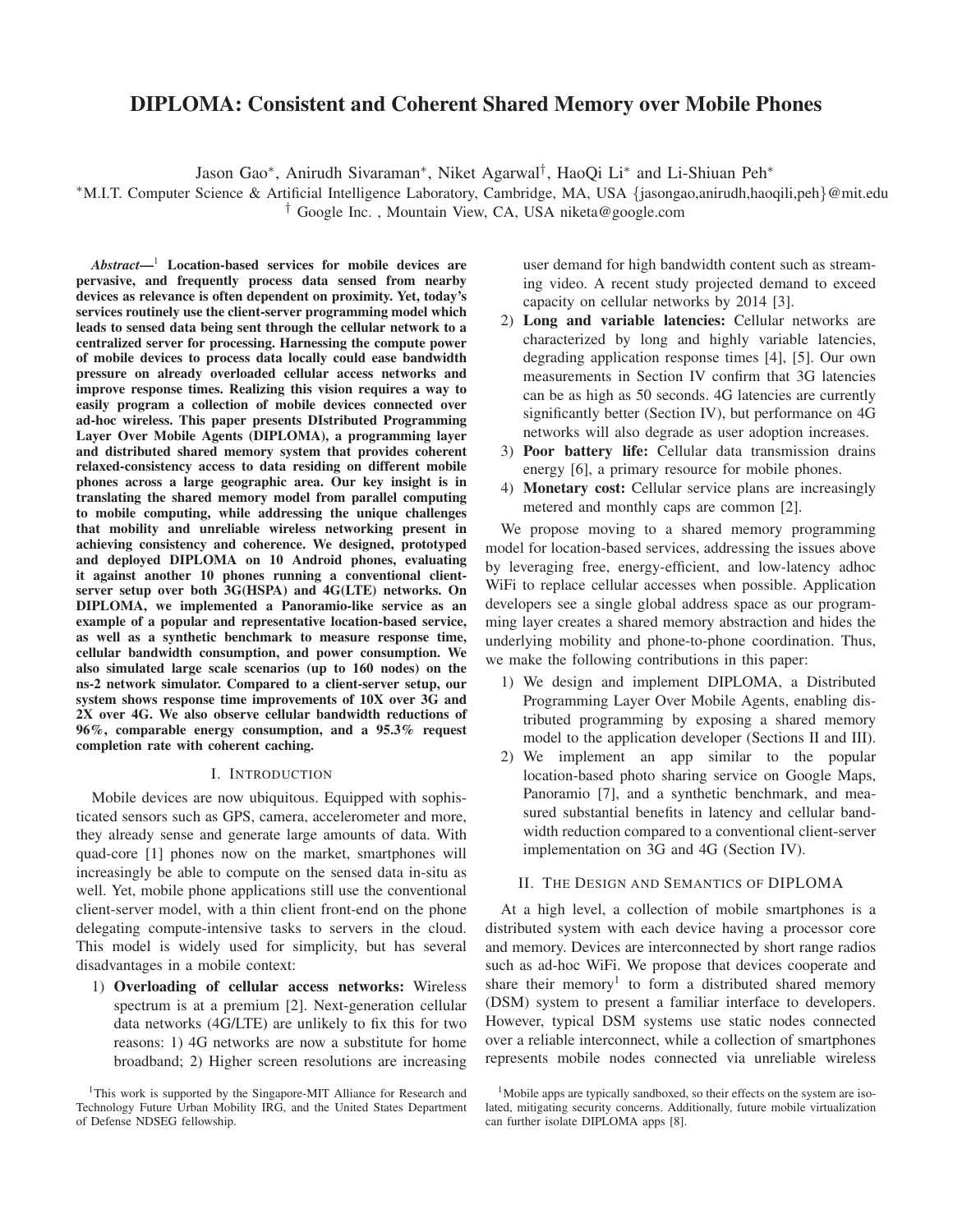# DIPLOMA: Consistent and Coherent Shared Memory over Mobile Phones

Jason Gao*, Anirudh Sivaraman*, Niket Agarwal†, HaoQi Li* and Li-Shiuan Peh*

*M.I.T. Computer Science & Artificial Intelligence Laboratory, Cambridge, MA, USA {jasongao,anirudh,haoqili,peh}@mit.edu
† Google Inc. , Mountain View, CA, USA niketa@google.com

***Abstract***—[1] **Location-based services for mobile devices are pervasive, and frequently process data sensed from nearby devices as relevance is often dependent on proximity. Yet, today's services routinely use the client-server programming model which leads to sensed data being sent through the cellular network to a centralized server for processing. Harnessing the compute power of mobile devices to process data locally could ease bandwidth pressure on already overloaded cellular access networks and improve response times. Realizing this vision requires a way to easily program a collection of mobile devices connected over ad-hoc wireless. This paper presents DIstributed Programming Layer Over Mobile Agents (DIPLOMA), a programming layer and distributed shared memory system that provides coherent relaxed-consistency access to data residing on different mobile phones across a large geographic area. Our key insight is in translating the shared memory model from parallel computing to mobile computing, while addressing the unique challenges that mobility and unreliable wireless networking present in achieving consistency and coherence. We designed, prototyped and deployed DIPLOMA on 10 Android phones, evaluating it against another 10 phones running a conventional client-server setup over both 3G(HSPA) and 4G(LTE) networks. On DIPLOMA, we implemented a Panoramio-like service as an example of a popular and representative location-based service, as well as a synthetic benchmark to measure response time, cellular bandwidth consumption, and power consumption. We also simulated large scale scenarios (up to 160 nodes) on the ns-2 network simulator. Compared to a client-server setup, our system shows response time improvements of 10X over 3G and 2X over 4G. We also observe cellular bandwidth reductions of 96%, comparable energy consumption, and a 95.3% request completion rate with coherent caching.**

## I. Introduction

Mobile devices are now ubiquitous. Equipped with sophisticated sensors such as GPS, camera, accelerometer and more, they already sense and generate large amounts of data. With quad-core [1] phones now on the market, smartphones will increasingly be able to compute on the sensed data in-situ as well. Yet, mobile phone applications still use the conventional client-server model, with a thin client front-end on the phone delegating compute-intensive tasks to servers in the cloud. This model is widely used for simplicity, but has several disadvantages in a mobile context:

1) **Overloading of cellular access networks:** Wireless spectrum is at a premium [2]. Next-generation cellular data networks (4G/LTE) are unlikely to fix this for two reasons: 1) 4G networks are now a substitute for home broadband; 2) Higher screen resolutions are increasing user demand for high bandwidth content such as streaming video. A recent study projected demand to exceed capacity on cellular networks by 2014 [3].
2) **Long and variable latencies:** Cellular networks are characterized by long and highly variable latencies, degrading application response times [4], [5]. Our own measurements in Section IV confirm that 3G latencies can be as high as 50 seconds. 4G latencies are currently significantly better (Section IV), but performance on 4G networks will also degrade as user adoption increases.
3) **Poor battery life:** Cellular data transmission drains energy [6], a primary resource for mobile phones.
4) **Monetary cost:** Cellular service plans are increasingly metered and monthly caps are common [2].

We propose moving to a shared memory programming model for location-based services, addressing the issues above by leveraging free, energy-efficient, and low-latency adhoc WiFi to replace cellular accesses when possible. Application developers see a single global address space as our programming layer creates a shared memory abstraction and hides the underlying mobility and phone-to-phone coordination. Thus, we make the following contributions in this paper:

1) We design and implement DIPLOMA, a Distributed Programming Layer Over Mobile Agents, enabling distributed programming by exposing a shared memory model to the application developer (Sections II and III).
2) We implement an app similar to the popular location-based photo sharing service on Google Maps, Panoramio [7], and a synthetic benchmark, and measured substantial benefits in latency and cellular bandwidth reduction compared to a conventional client-server implementation on 3G and 4G (Section IV).

## II. The Design and Semantics of DIPLOMA

At a high level, a collection of mobile smartphones is a distributed system with each device having a processor core and memory. Devices are interconnected by short range radios such as ad-hoc WiFi. We propose that devices cooperate and share their memory[1] to form a distributed shared memory (DSM) system to present a familiar interface to developers. However, typical DSM systems use static nodes connected over a reliable interconnect, while a collection of smartphones represents mobile nodes connected via unreliable wireless

[1] This work is supported by the Singapore-MIT Alliance for Research and Technology Future Urban Mobility IRG, and the United States Department of Defense NDSEG fellowship.

[1] Mobile apps are typically sandboxed, so their effects on the system are isolated, mitigating security concerns. Additionally, future mobile virtualization can further isolate DIPLOMA apps [8].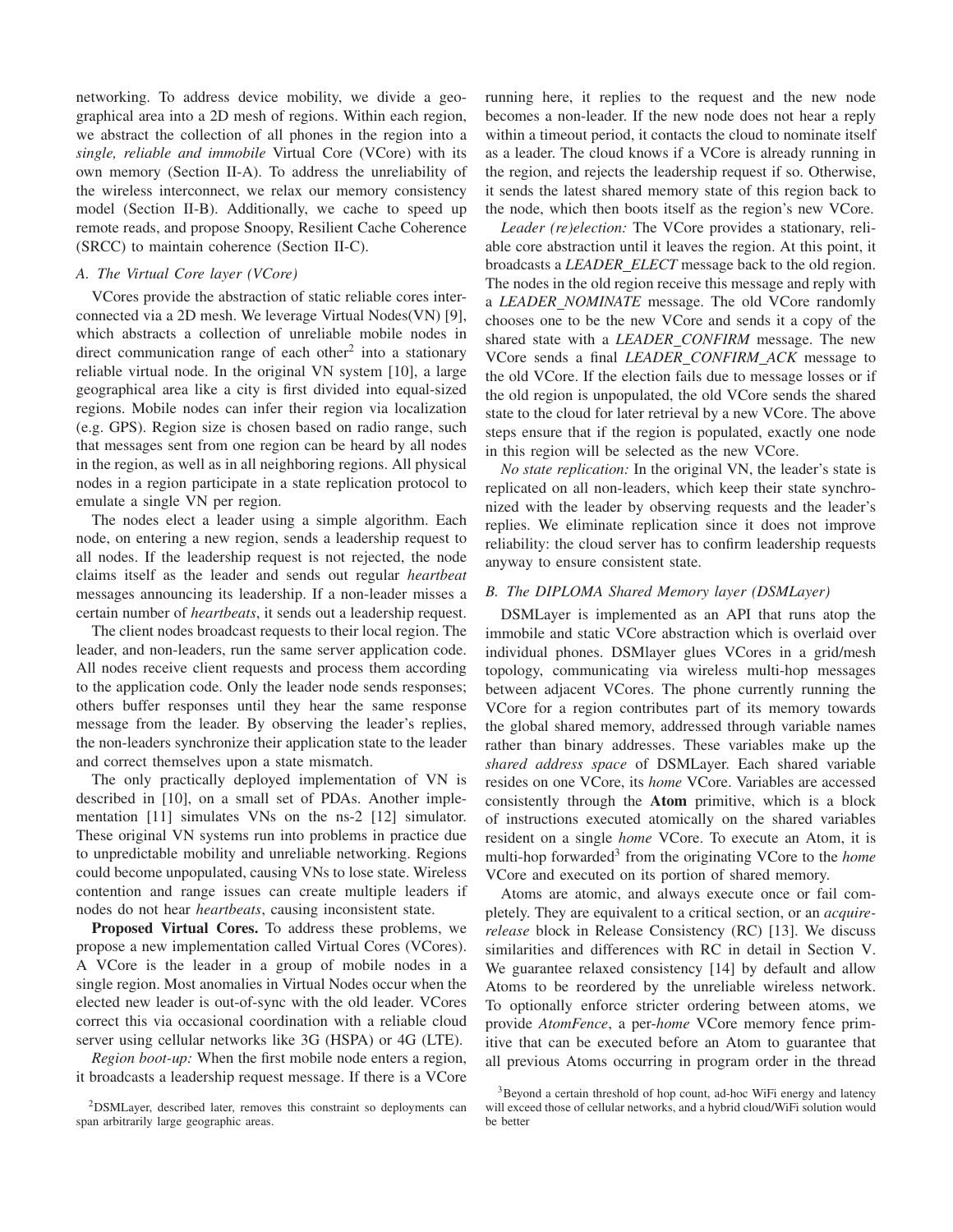networking. To address device mobility, we divide a geographical area into a 2D mesh of regions. Within each region, we abstract the collection of all phones in the region into a *single, reliable and immobile* Virtual Core (VCore) with its own memory (Section II-A). To address the unreliability of the wireless interconnect, we relax our memory consistency model (Section II-B). Additionally, we cache to speed up remote reads, and propose Snoopy, Resilient Cache Coherence (SRCC) to maintain coherence (Section II-C).

### *A. The Virtual Core layer (VCore)*

VCores provide the abstraction of static reliable cores interconnected via a 2D mesh. We leverage Virtual Nodes(VN) [9], which abstracts a collection of unreliable mobile nodes in direct communication range of each other[2] into a stationary reliable virtual node. In the original VN system [10], a large geographical area like a city is first divided into equal-sized regions. Mobile nodes can infer their region via localization (e.g. GPS). Region size is chosen based on radio range, such that messages sent from one region can be heard by all nodes in the region, as well as in all neighboring regions. All physical nodes in a region participate in a state replication protocol to emulate a single VN per region.

The nodes elect a leader using a simple algorithm. Each node, on entering a new region, sends a leadership request to all nodes. If the leadership request is not rejected, the node claims itself as the leader and sends out regular *heartbeat* messages announcing its leadership. If a non-leader misses a certain number of *heartbeats*, it sends out a leadership request.

The client nodes broadcast requests to their local region. The leader, and non-leaders, run the same server application code. All nodes receive client requests and process them according to the application code. Only the leader node sends responses; others buffer responses until they hear the same response message from the leader. By observing the leader's replies, the non-leaders synchronize their application state to the leader and correct themselves upon a state mismatch.

The only practically deployed implementation of VN is described in [10], on a small set of PDAs. Another implementation [11] simulates VNs on the ns-2 [12] simulator. These original VN systems run into problems in practice due to unpredictable mobility and unreliable networking. Regions could become unpopulated, causing VNs to lose state. Wireless contention and range issues can create multiple leaders if nodes do not hear *heartbeats*, causing inconsistent state.

**Proposed Virtual Cores.** To address these problems, we propose a new implementation called Virtual Cores (VCores). A VCore is the leader in a group of mobile nodes in a single region. Most anomalies in Virtual Nodes occur when the elected new leader is out-of-sync with the old leader. VCores correct this via occasional coordination with a reliable cloud server using cellular networks like 3G (HSPA) or 4G (LTE).

*Region boot-up:* When the first mobile node enters a region, it broadcasts a leadership request message. If there is a VCore running here, it replies to the request and the new node becomes a non-leader. If the new node does not hear a reply within a timeout period, it contacts the cloud to nominate itself as a leader. The cloud knows if a VCore is already running in the region, and rejects the leadership request if so. Otherwise, it sends the latest shared memory state of this region back to the node, which then boots itself as the region's new VCore.

*Leader (re)election:* The VCore provides a stationary, reliable core abstraction until it leaves the region. At this point, it broadcasts a *LEADER_ELECT* message back to the old region. The nodes in the old region receive this message and reply with a *LEADER_NOMINATE* message. The old VCore randomly chooses one to be the new VCore and sends it a copy of the shared state with a *LEADER_CONFIRM* message. The new VCore sends a final *LEADER_CONFIRM_ACK* message to the old VCore. If the election fails due to message losses or if the old region is unpopulated, the old VCore sends the shared state to the cloud for later retrieval by a new VCore. The above steps ensure that if the region is populated, exactly one node in this region will be selected as the new VCore.

*No state replication:* In the original VN, the leader's state is replicated on all non-leaders, which keep their state synchronized with the leader by observing requests and the leader's replies. We eliminate replication since it does not improve reliability: the cloud server has to confirm leadership requests anyway to ensure consistent state.

### *B. The DIPLOMA Shared Memory layer (DSMLayer)*

DSMLayer is implemented as an API that runs atop the immobile and static VCore abstraction which is overlaid over individual phones. DSMlayer glues VCores in a grid/mesh topology, communicating via wireless multi-hop messages between adjacent VCores. The phone currently running the VCore for a region contributes part of its memory towards the global shared memory, addressed through variable names rather than binary addresses. These variables make up the *shared address space* of DSMLayer. Each shared variable resides on one VCore, its *home* VCore. Variables are accessed consistently through the **Atom** primitive, which is a block of instructions executed atomically on the shared variables resident on a single *home* VCore. To execute an Atom, it is multi-hop forwarded[3] from the originating VCore to the *home* VCore and executed on its portion of shared memory.

Atoms are atomic, and always execute once or fail completely. They are equivalent to a critical section, or an *acquire-release* block in Release Consistency (RC) [13]. We discuss similarities and differences with RC in detail in Section V. We guarantee relaxed consistency [14] by default and allow Atoms to be reordered by the unreliable wireless network. To optionally enforce stricter ordering between atoms, we provide *AtomFence*, a per-*home* VCore memory fence primitive that can be executed before an Atom to guarantee that all previous Atoms occurring in program order in the thread

[2] DSMLayer, described later, removes this constraint so deployments can span arbitrarily large geographic areas.

[3] Beyond a certain threshold of hop count, ad-hoc WiFi energy and latency will exceed those of cellular networks, and a hybrid cloud/WiFi solution would be better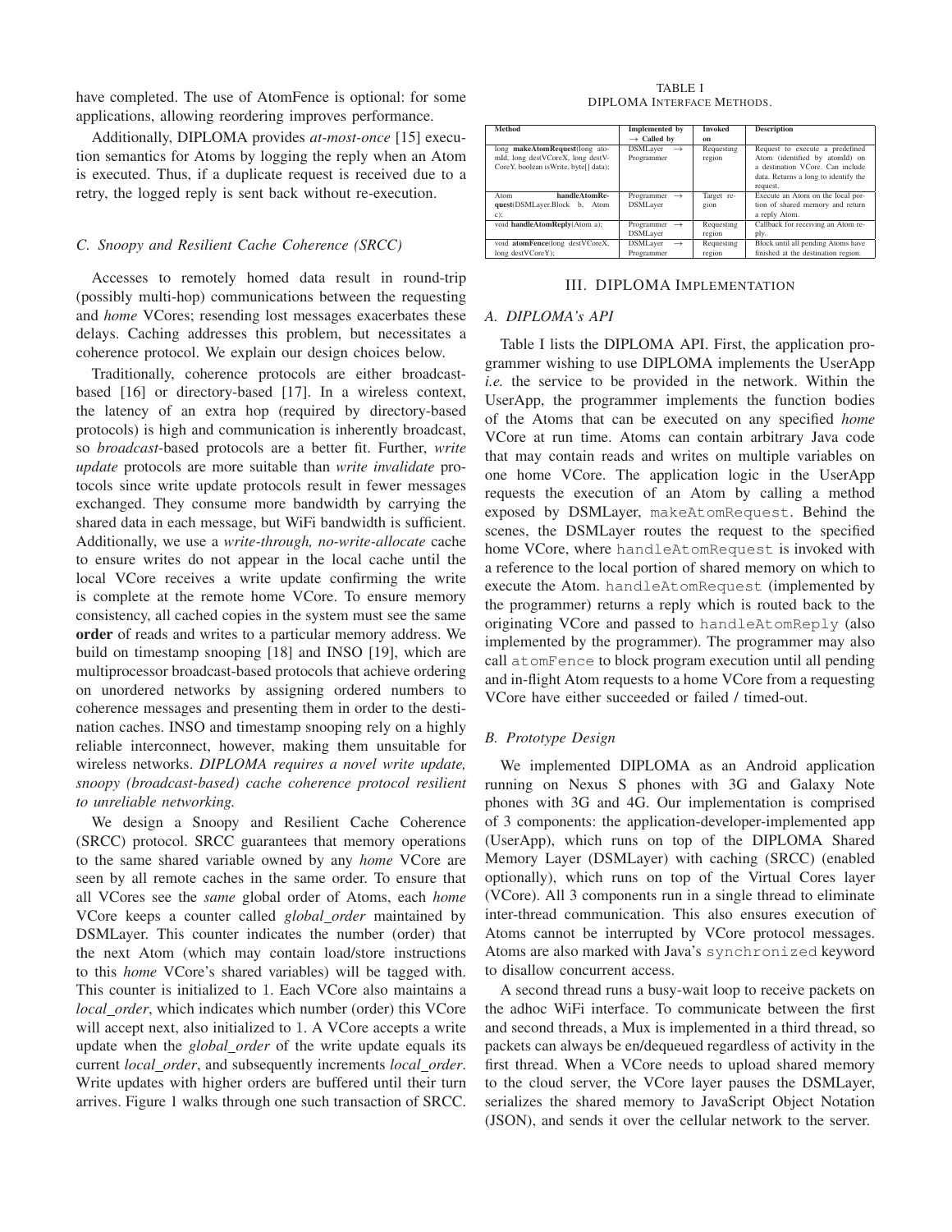have completed. The use of AtomFence is optional: for some applications, allowing reordering improves performance.

Additionally, DIPLOMA provides *at-most-once* [15] execution semantics for Atoms by logging the reply when an Atom is executed. Thus, if a duplicate request is received due to a retry, the logged reply is sent back without re-execution.

### C. Snoopy and Resilient Cache Coherence (SRCC)

Accesses to remotely homed data result in round-trip (possibly multi-hop) communications between the requesting and *home* VCores; resending lost messages exacerbates these delays. Caching addresses this problem, but necessitates a coherence protocol. We explain our design choices below.

Traditionally, coherence protocols are either broadcast-based [16] or directory-based [17]. In a wireless context, the latency of an extra hop (required by directory-based protocols) is high and communication is inherently broadcast, so *broadcast*-based protocols are a better fit. Further, *write update* protocols are more suitable than *write invalidate* protocols since write update protocols result in fewer messages exchanged. They consume more bandwidth by carrying the shared data in each message, but WiFi bandwidth is sufficient. Additionally, we use a *write-through, no-write-allocate* cache to ensure writes do not appear in the local cache until the local VCore receives a write update confirming the write is complete at the remote home VCore. To ensure memory consistency, all cached copies in the system must see the same **order** of reads and writes to a particular memory address. We build on timestamp snooping [18] and INSO [19], which are multiprocessor broadcast-based protocols that achieve ordering on unordered networks by assigning ordered numbers to coherence messages and presenting them in order to the destination caches. INSO and timestamp snooping rely on a highly reliable interconnect, however, making them unsuitable for wireless networks. *DIPLOMA requires a novel write update, snoopy (broadcast-based) cache coherence protocol resilient to unreliable networking.*

We design a Snoopy and Resilient Cache Coherence (SRCC) protocol. SRCC guarantees that memory operations to the same shared variable owned by any *home* VCore are seen by all remote caches in the same order. To ensure that all VCores see the *same* global order of Atoms, each *home* VCore keeps a counter called *global_order* maintained by DSMLayer. This counter indicates the number (order) that the next Atom (which may contain load/store instructions to this *home* VCore's shared variables) will be tagged with. This counter is initialized to 1. Each VCore also maintains a *local_order*, which indicates which number (order) this VCore will accept next, also initialized to 1. A VCore accepts a write update when the *global_order* of the write update equals its current *local_order*, and subsequently increments *local_order*. Write updates with higher orders are buffered until their turn arrives. Figure 1 walks through one such transaction of SRCC.

TABLE I
DIPLOMA Interface Methods.

| Method | Implemented by → Called by | Invoked on | Description |
|---|---|---|---|
| long **makeAtomRequest**(long atomId, long destVCoreX, long destVCoreY, boolean isWrite, byte[] data); | DSMLayer → Programmer | Requesting region | Request to execute a predefined Atom (identified by atomId) on a destination VCore. Can include data. Returns a long to identify the request. |
| Atom **handleAtomRequest**(DSMLayer.Block b, Atom c); | Programmer → DSMLayer | Target region | Execute an Atom on the local portion of shared memory and return a reply Atom. |
| void **handleAtomReply**(Atom a); | Programmer → DSMLayer | Requesting region | Callback for receiving an Atom reply. |
| void **atomFence**(long destVCoreX, long destVCoreY); | DSMLayer → Programmer | Requesting region | Block until all pending Atoms have finished at the destination region. |

## III. DIPLOMA Implementation

### A. DIPLOMA's API

Table I lists the DIPLOMA API. First, the application programmer wishing to use DIPLOMA implements the UserApp *i.e.* the service to be provided in the network. Within the UserApp, the programmer implements the function bodies of the Atoms that can be executed on any specified *home* VCore at run time. Atoms can contain arbitrary Java code that may contain reads and writes on multiple variables on one home VCore. The application logic in the UserApp requests the execution of an Atom by calling a method exposed by DSMLayer, `makeAtomRequest`. Behind the scenes, the DSMLayer routes the request to the specified home VCore, where `handleAtomRequest` is invoked with a reference to the local portion of shared memory on which to execute the Atom. `handleAtomRequest` (implemented by the programmer) returns a reply which is routed back to the originating VCore and passed to `handleAtomReply` (also implemented by the programmer). The programmer may also call `atomFence` to block program execution until all pending and in-flight Atom requests to a home VCore from a requesting VCore have either succeeded or failed / timed-out.

### B. Prototype Design

We implemented DIPLOMA as an Android application running on Nexus S phones with 3G and Galaxy Note phones with 3G and 4G. Our implementation is comprised of 3 components: the application-developer-implemented app (UserApp), which runs on top of the DIPLOMA Shared Memory Layer (DSMLayer) with caching (SRCC) (enabled optionally), which runs on top of the Virtual Cores layer (VCore). All 3 components run in a single thread to eliminate inter-thread communication. This also ensures execution of Atoms cannot be interrupted by VCore protocol messages. Atoms are also marked with Java's `synchronized` keyword to disallow concurrent access.

A second thread runs a busy-wait loop to receive packets on the adhoc WiFi interface. To communicate between the first and second threads, a Mux is implemented in a third thread, so packets can always be en/dequeued regardless of activity in the first thread. When a VCore needs to upload shared memory to the cloud server, the VCore layer pauses the DSMLayer, serializes the shared memory to JavaScript Object Notation (JSON), and sends it over the cellular network to the server.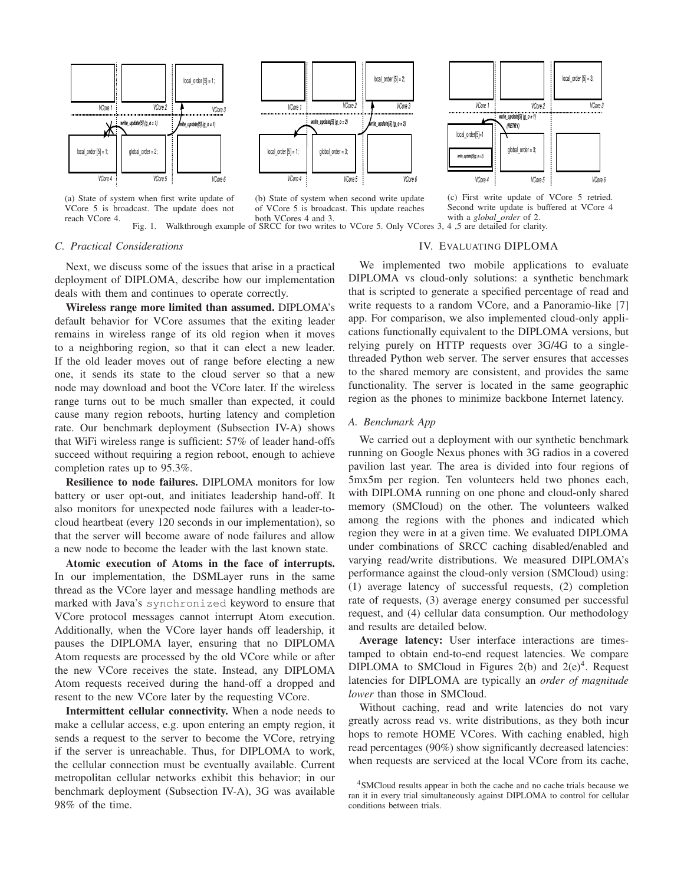(a) State of system when first write update of VCore 5 is broadcast. The update does not reach VCore 4.

(b) State of system when second write update of VCore 5 is broadcast. This update reaches both VCores 4 and 3.

(c) First write update of VCore 5 retried. Second write update is buffered at VCore 4 with a *global_order* of 2.

Fig. 1. Walkthrough example of SRCC for two writes to VCore 5. Only VCores 3, 4 ,5 are detailed for clarity.

### C. Practical Considerations

Next, we discuss some of the issues that arise in a practical deployment of DIPLOMA, describe how our implementation deals with them and continues to operate correctly.

**Wireless range more limited than assumed.** DIPLOMA's default behavior for VCore assumes that the exiting leader remains in wireless range of its old region when it moves to a neighboring region, so that it can elect a new leader. If the old leader moves out of range before electing a new one, it sends its state to the cloud server so that a new node may download and boot the VCore later. If the wireless range turns out to be much smaller than expected, it could cause many region reboots, hurting latency and completion rate. Our benchmark deployment (Subsection IV-A) shows that WiFi wireless range is sufficient: 57% of leader hand-offs succeed without requiring a region reboot, enough to achieve completion rates up to 95.3%.

**Resilience to node failures.** DIPLOMA monitors for low battery or user opt-out, and initiates leadership hand-off. It also monitors for unexpected node failures with a leader-to-cloud heartbeat (every 120 seconds in our implementation), so that the server will become aware of node failures and allow a new node to become the leader with the last known state.

**Atomic execution of Atoms in the face of interrupts.** In our implementation, the DSMLayer runs in the same thread as the VCore layer and message handling methods are marked with Java's `synchronized` keyword to ensure that VCore protocol messages cannot interrupt Atom execution. Additionally, when the VCore layer hands off leadership, it pauses the DIPLOMA layer, ensuring that no DIPLOMA Atom requests are processed by the old VCore while or after the new VCore receives the state. Instead, any DIPLOMA Atom requests received during the hand-off a dropped and resent to the new VCore later by the requesting VCore.

**Intermittent cellular connectivity.** When a node needs to make a cellular access, e.g. upon entering an empty region, it sends a request to the server to become the VCore, retrying if the server is unreachable. Thus, for DIPLOMA to work, the cellular connection must be eventually available. Current metropolitan cellular networks exhibit this behavior; in our benchmark deployment (Subsection IV-A), 3G was available 98% of the time.

## IV. Evaluating DIPLOMA

We implemented two mobile applications to evaluate DIPLOMA vs cloud-only solutions: a synthetic benchmark that is scripted to generate a specified percentage of read and write requests to a random VCore, and a Panoramio-like [7] app. For comparison, we also implemented cloud-only applications functionally equivalent to the DIPLOMA versions, but relying purely on HTTP requests over 3G/4G to a single-threaded Python web server. The server ensures that accesses to the shared memory are consistent, and provides the same functionality. The server is located in the same geographic region as the phones to minimize backbone Internet latency.

### A. Benchmark App

We carried out a deployment with our synthetic benchmark running on Google Nexus phones with 3G radios in a covered pavilion last year. The area is divided into four regions of 5mx5m per region. Ten volunteers held two phones each, with DIPLOMA running on one phone and cloud-only shared memory (SMCloud) on the other. The volunteers walked among the regions with the phones and indicated which region they were in at a given time. We evaluated DIPLOMA under combinations of SRCC caching disabled/enabled and varying read/write distributions. We measured DIPLOMA's performance against the cloud-only version (SMCloud) using: (1) average latency of successful requests, (2) completion rate of requests, (3) average energy consumed per successful request, and (4) cellular data consumption. Our methodology and results are detailed below.

**Average latency:** User interface interactions are timestamped to obtain end-to-end request latencies. We compare DIPLOMA to SMCloud in Figures 2(b) and 2(e)[4]. Request latencies for DIPLOMA are typically an *order of magnitude lower* than those in SMCloud.

Without caching, read and write latencies do not vary greatly across read vs. write distributions, as they both incur hops to remote HOME VCores. With caching enabled, high read percentages (90%) show significantly decreased latencies: when requests are serviced at the local VCore from its cache,

[4] SMCloud results appear in both the cache and no cache trials because we ran it in every trial simultaneously against DIPLOMA to control for cellular conditions between trials.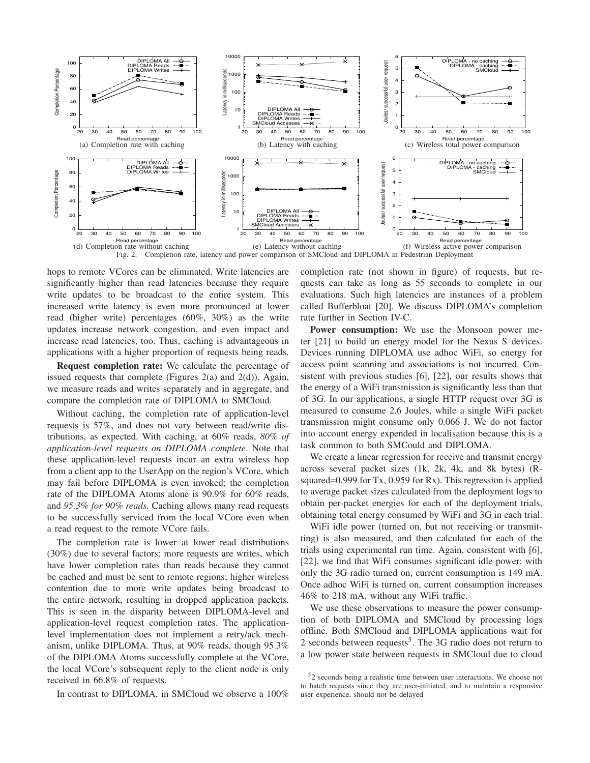(a) Completion rate with caching

(b) Latency with caching

(c) Wireless total power comparison

(d) Completion rate without caching

(e) Latency without caching

(f) Wireless active power comparison

Fig. 2. Completion rate, latency and power comparison of SMCloud and DIPLOMA in Pedestrian Deployment

hops to remote VCores can be eliminated. Write latencies are significantly higher than read latencies because they require write updates to be broadcast to the entire system. This increased write latency is even more pronounced at lower read (higher write) percentages (60%, 30%) as the write updates increase network congestion, and even impact and increase read latencies, too. Thus, caching is advantageous in applications with a higher proportion of requests being reads.

**Request completion rate:** We calculate the percentage of issued requests that complete (Figures 2(a) and 2(d)). Again, we measure reads and writes separately and in aggregate, and compare the completion rate of DIPLOMA to SMCloud.

Without caching, the completion rate of application-level requests is 57%, and does not vary between read/write distributions, as expected. With caching, at 60% reads, *80% of application-level requests on DIPLOMA complete*. Note that these application-level requests incur an extra wireless hop from a client app to the UserApp on the region's VCore, which may fail before DIPLOMA is even invoked; the completion rate of the DIPLOMA Atoms alone is 90.9% for 60% reads, and *95.3% for 90% reads.* Caching allows many read requests to be successfully serviced from the local VCore even when a read request to the remote VCore fails.

The completion rate is lower at lower read distributions (30%) due to several factors: more requests are writes, which have lower completion rates than reads because they cannot be cached and must be sent to remote regions; higher wireless contention due to more write updates being broadcast to the entire network, resulting in dropped application packets. This is seen in the disparity between DIPLOMA-level and application-level request completion rates. The application-level implementation does not implement a retry/ack mechanism, unlike DIPLOMA. Thus, at 90% reads, though 95.3% of the DIPLOMA Atoms successfully complete at the VCore, the local VCore's subsequent reply to the client node is only received in 66.8% of requests.

In contrast to DIPLOMA, in SMCloud we observe a 100% completion rate (not shown in figure) of requests, but requests can take as long as 55 seconds to complete in our evaluations. Such high latencies are instances of a problem called Bufferbloat [20]. We discuss DIPLOMA's completion rate further in Section IV-C.

**Power consumption:** We use the Monsoon power meter [21] to build an energy model for the Nexus S devices. Devices running DIPLOMA use adhoc WiFi, so energy for access point scanning and associations is not incurred. Consistent with previous studies [6], [22], our results shows that the energy of a WiFi transmission is significantly less than that of 3G. In our applications, a single HTTP request over 3G is measured to consume 2.6 Joules, while a single WiFi packet transmission might consume only 0.066 J. We do not factor into account energy expended in localisation because this is a task common to both SMCould and DIPLOMA.

We create a linear regression for receive and transmit energy across several packet sizes (1k, 2k, 4k, and 8k bytes) (R-squared=0.999 for Tx, 0.959 for Rx). This regression is applied to average packet sizes calculated from the deployment logs to obtain per-packet energies for each of the deployment trials, obtaining total energy consumed by WiFi and 3G in each trial.

WiFi idle power (turned on, but not receiving or transmitting) is also measured, and then calculated for each of the trials using experimental run time. Again, consistent with [6], [22], we find that WiFi consumes significant idle power: with only the 3G radio turned on, current consumption is 149 mA. Once adhoc WiFi is turned on, current consumption increases 46% to 218 mA, without any WiFi traffic.

We use these observations to measure the power consumption of both DIPLOMA and SMCloud by processing logs offline. Both SMCloud and DIPLOMA applications wait for 2 seconds between requests[5]. The 3G radio does not return to a low power state between requests in SMCloud due to cloud

[5] 2 seconds being a realistic time between user interactions. We choose not to batch requests since they are user-initiated, and to maintain a responsive user experience, should not be delayed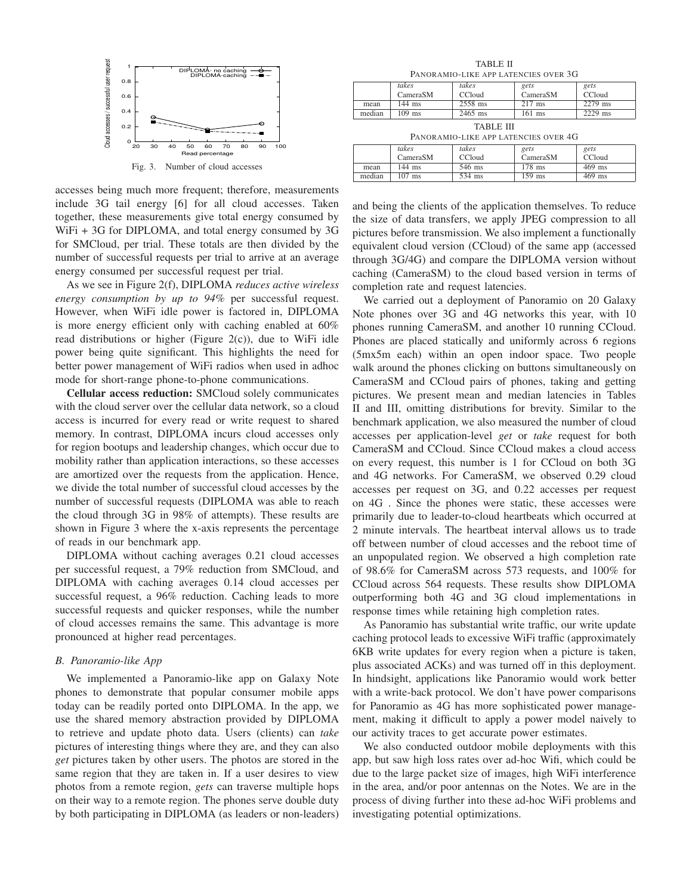Fig. 3. Number of cloud accesses

accesses being much more frequent; therefore, measurements include 3G tail energy [6] for all cloud accesses. Taken together, these measurements give total energy consumed by WiFi + 3G for DIPLOMA, and total energy consumed by 3G for SMCloud, per trial. These totals are then divided by the number of successful requests per trial to arrive at an average energy consumed per successful request per trial.

As we see in Figure 2(f), DIPLOMA *reduces active wireless energy consumption by up to 94%* per successful request. However, when WiFi idle power is factored in, DIPLOMA is more energy efficient only with caching enabled at 60% read distributions or higher (Figure 2(c)), due to WiFi idle power being quite significant. This highlights the need for better power management of WiFi radios when used in adhoc mode for short-range phone-to-phone communications.

**Cellular access reduction:** SMCloud solely communicates with the cloud server over the cellular data network, so a cloud access is incurred for every read or write request to shared memory. In contrast, DIPLOMA incurs cloud accesses only for region bootups and leadership changes, which occur due to mobility rather than application interactions, so these accesses are amortized over the requests from the application. Hence, we divide the total number of successful cloud accesses by the number of successful requests (DIPLOMA was able to reach the cloud through 3G in 98% of attempts). These results are shown in Figure 3 where the x-axis represents the percentage of reads in our benchmark app.

DIPLOMA without caching averages 0.21 cloud accesses per successful request, a 79% reduction from SMCloud, and DIPLOMA with caching averages 0.14 cloud accesses per successful request, a 96% reduction. Caching leads to more successful requests and quicker responses, while the number of cloud accesses remains the same. This advantage is more pronounced at higher read percentages.

### B. Panoramio-like App

We implemented a Panoramio-like app on Galaxy Note phones to demonstrate that popular consumer mobile apps today can be readily ported onto DIPLOMA. In the app, we use the shared memory abstraction provided by DIPLOMA to retrieve and update photo data. Users (clients) can *take* pictures of interesting things where they are, and they can also *get* pictures taken by other users. The photos are stored in the same region that they are taken in. If a user desires to view photos from a remote region, *gets* can traverse multiple hops on their way to a remote region. The phones serve double duty by both participating in DIPLOMA (as leaders or non-leaders) and being the clients of the application themselves. To reduce the size of data transfers, we apply JPEG compression to all pictures before transmission. We also implement a functionally equivalent cloud version (CCloud) of the same app (accessed through 3G/4G) and compare the DIPLOMA version without caching (CameraSM) to the cloud based version in terms of completion rate and request latencies.

TABLE II
PANORAMIO-LIKE APP LATENCIES OVER 3G

| | *takes* CameraSM | *takes* CCloud | *gets* CameraSM | *gets* CCloud |
|---|---|---|---|---|
| mean | 144 ms | 2558 ms | 217 ms | 2279 ms |
| median | 109 ms | 2465 ms | 161 ms | 2229 ms |

TABLE III
PANORAMIO-LIKE APP LATENCIES OVER 4G

| | *takes* CameraSM | *takes* CCloud | *gets* CameraSM | *gets* CCloud |
|---|---|---|---|---|
| mean | 144 ms | 546 ms | 178 ms | 469 ms |
| median | 107 ms | 534 ms | 159 ms | 469 ms |

We carried out a deployment of Panoramio on 20 Galaxy Note phones over 3G and 4G networks this year, with 10 phones running CameraSM, and another 10 running CCloud. Phones are placed statically and uniformly across 6 regions (5mx5m each) within an open indoor space. Two people walk around the phones clicking on buttons simultaneously on CameraSM and CCloud pairs of phones, taking and getting pictures. We present mean and median latencies in Tables II and III, omitting distributions for brevity. Similar to the benchmark application, we also measured the number of cloud accesses per application-level *get* or *take* request for both CameraSM and CCloud. Since CCloud makes a cloud access on every request, this number is 1 for CCloud on both 3G and 4G networks. For CameraSM, we observed 0.29 cloud accesses per request on 3G, and 0.22 accesses per request on 4G . Since the phones were static, these accesses were primarily due to leader-to-cloud heartbeats which occurred at 2 minute intervals. The heartbeat interval allows us to trade off between number of cloud accesses and the reboot time of an unpopulated region. We observed a high completion rate of 98.6% for CameraSM across 573 requests, and 100% for CCloud across 564 requests. These results show DIPLOMA outperforming both 4G and 3G cloud implementations in response times while retaining high completion rates.

As Panoramio has substantial write traffic, our write update caching protocol leads to excessive WiFi traffic (approximately 6KB write updates for every region when a picture is taken, plus associated ACKs) and was turned off in this deployment. In hindsight, applications like Panoramio would work better with a write-back protocol. We don't have power comparisons for Panoramio as 4G has more sophisticated power management, making it difficult to apply a power model naively to our activity traces to get accurate power estimates.

We also conducted outdoor mobile deployments with this app, but saw high loss rates over ad-hoc Wifi, which could be due to the large packet size of images, high WiFi interference in the area, and/or poor antennas on the Notes. We are in the process of diving further into these ad-hoc WiFi problems and investigating potential optimizations.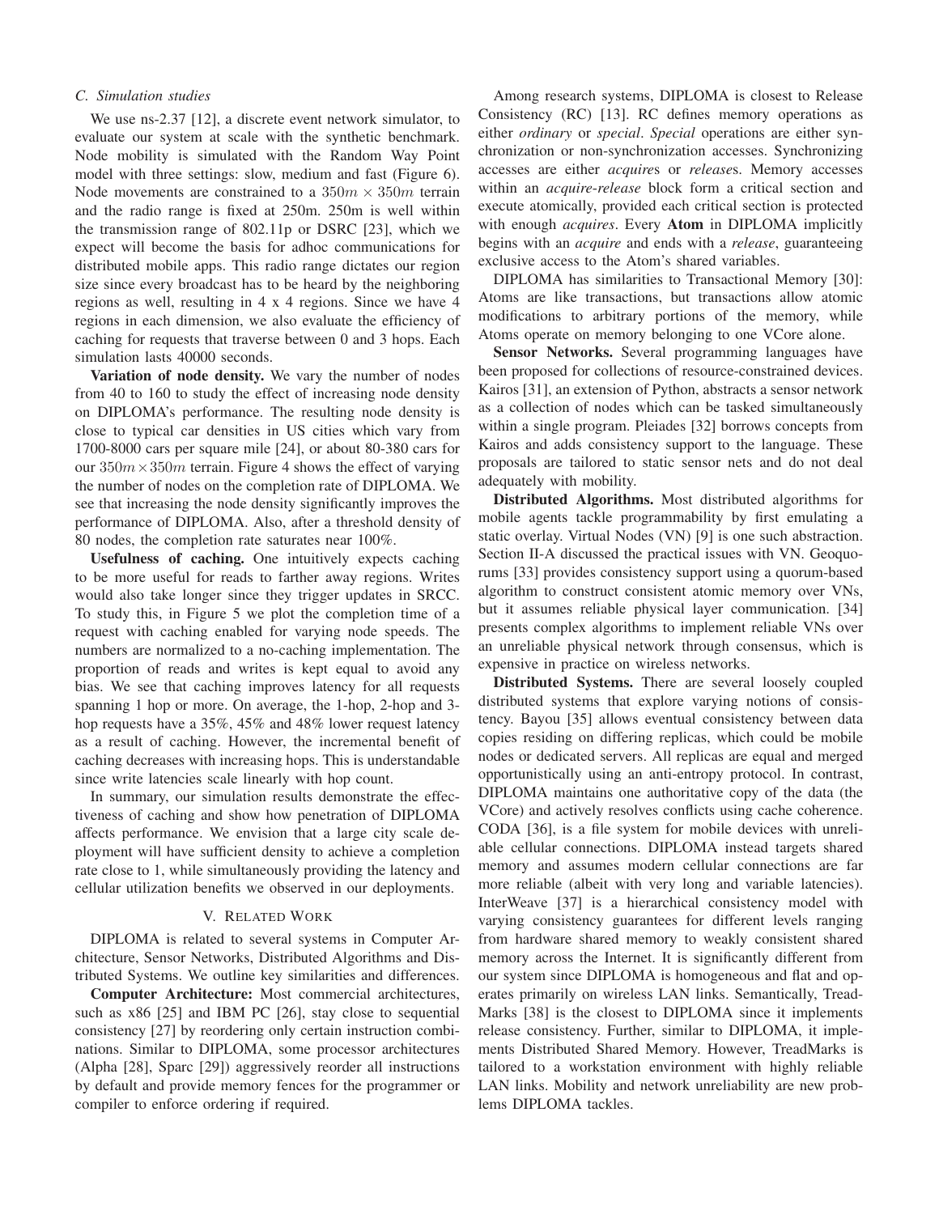### C. Simulation studies

We use ns-2.37 [12], a discrete event network simulator, to evaluate our system at scale with the synthetic benchmark. Node mobility is simulated with the Random Way Point model with three settings: slow, medium and fast (Figure 6). Node movements are constrained to a $350m \times 350m$ terrain and the radio range is fixed at 250m. 250m is well within the transmission range of 802.11p or DSRC [23], which we expect will become the basis for adhoc communications for distributed mobile apps. This radio range dictates our region size since every broadcast has to be heard by the neighboring regions as well, resulting in 4 x 4 regions. Since we have 4 regions in each dimension, we also evaluate the efficiency of caching for requests that traverse between 0 and 3 hops. Each simulation lasts 40000 seconds.

**Variation of node density.** We vary the number of nodes from 40 to 160 to study the effect of increasing node density on DIPLOMA's performance. The resulting node density is close to typical car densities in US cities which vary from 1700-8000 cars per square mile [24], or about 80-380 cars for our $350m \times 350m$ terrain. Figure 4 shows the effect of varying the number of nodes on the completion rate of DIPLOMA. We see that increasing the node density significantly improves the performance of DIPLOMA. Also, after a threshold density of 80 nodes, the completion rate saturates near 100%.

**Usefulness of caching.** One intuitively expects caching to be more useful for reads to farther away regions. Writes would also take longer since they trigger updates in SRCC. To study this, in Figure 5 we plot the completion time of a request with caching enabled for varying node speeds. The numbers are normalized to a no-caching implementation. The proportion of reads and writes is kept equal to avoid any bias. We see that caching improves latency for all requests spanning 1 hop or more. On average, the 1-hop, 2-hop and 3-hop requests have a 35%, 45% and 48% lower request latency as a result of caching. However, the incremental benefit of caching decreases with increasing hops. This is understandable since write latencies scale linearly with hop count.

In summary, our simulation results demonstrate the effectiveness of caching and show how penetration of DIPLOMA affects performance. We envision that a large city scale deployment will have sufficient density to achieve a completion rate close to 1, while simultaneously providing the latency and cellular utilization benefits we observed in our deployments.

## V. Related Work

DIPLOMA is related to several systems in Computer Architecture, Sensor Networks, Distributed Algorithms and Distributed Systems. We outline key similarities and differences.

**Computer Architecture:** Most commercial architectures, such as x86 [25] and IBM PC [26], stay close to sequential consistency [27] by reordering only certain instruction combinations. Similar to DIPLOMA, some processor architectures (Alpha [28], Sparc [29]) aggressively reorder all instructions by default and provide memory fences for the programmer or compiler to enforce ordering if required.

Among research systems, DIPLOMA is closest to Release Consistency (RC) [13]. RC defines memory operations as either *ordinary* or *special*. *Special* operations are either synchronization or non-synchronization accesses. Synchronizing accesses are either *acquire*s or *release*s. Memory accesses within an *acquire-release* block form a critical section and execute atomically, provided each critical section is protected with enough *acquires*. Every **Atom** in DIPLOMA implicitly begins with an *acquire* and ends with a *release*, guaranteeing exclusive access to the Atom's shared variables.

DIPLOMA has similarities to Transactional Memory [30]: Atoms are like transactions, but transactions allow atomic modifications to arbitrary portions of the memory, while Atoms operate on memory belonging to one VCore alone.

**Sensor Networks.** Several programming languages have been proposed for collections of resource-constrained devices. Kairos [31], an extension of Python, abstracts a sensor network as a collection of nodes which can be tasked simultaneously within a single program. Pleiades [32] borrows concepts from Kairos and adds consistency support to the language. These proposals are tailored to static sensor nets and do not deal adequately with mobility.

**Distributed Algorithms.** Most distributed algorithms for mobile agents tackle programmability by first emulating a static overlay. Virtual Nodes (VN) [9] is one such abstraction. Section II-A discussed the practical issues with VN. Geoquorums [33] provides consistency support using a quorum-based algorithm to construct consistent atomic memory over VNs, but it assumes reliable physical layer communication. [34] presents complex algorithms to implement reliable VNs over an unreliable physical network through consensus, which is expensive in practice on wireless networks.

**Distributed Systems.** There are several loosely coupled distributed systems that explore varying notions of consistency. Bayou [35] allows eventual consistency between data copies residing on differing replicas, which could be mobile nodes or dedicated servers. All replicas are equal and merged opportunistically using an anti-entropy protocol. In contrast, DIPLOMA maintains one authoritative copy of the data (the VCore) and actively resolves conflicts using cache coherence. CODA [36], is a file system for mobile devices with unreliable cellular connections. DIPLOMA instead targets shared memory and assumes modern cellular connections are far more reliable (albeit with very long and variable latencies). InterWeave [37] is a hierarchical consistency model with varying consistency guarantees for different levels ranging from hardware shared memory to weakly consistent shared memory across the Internet. It is significantly different from our system since DIPLOMA is homogeneous and flat and operates primarily on wireless LAN links. Semantically, TreadMarks [38] is the closest to DIPLOMA since it implements release consistency. Further, similar to DIPLOMA, it implements Distributed Shared Memory. However, TreadMarks is tailored to a workstation environment with highly reliable LAN links. Mobility and network unreliability are new problems DIPLOMA tackles.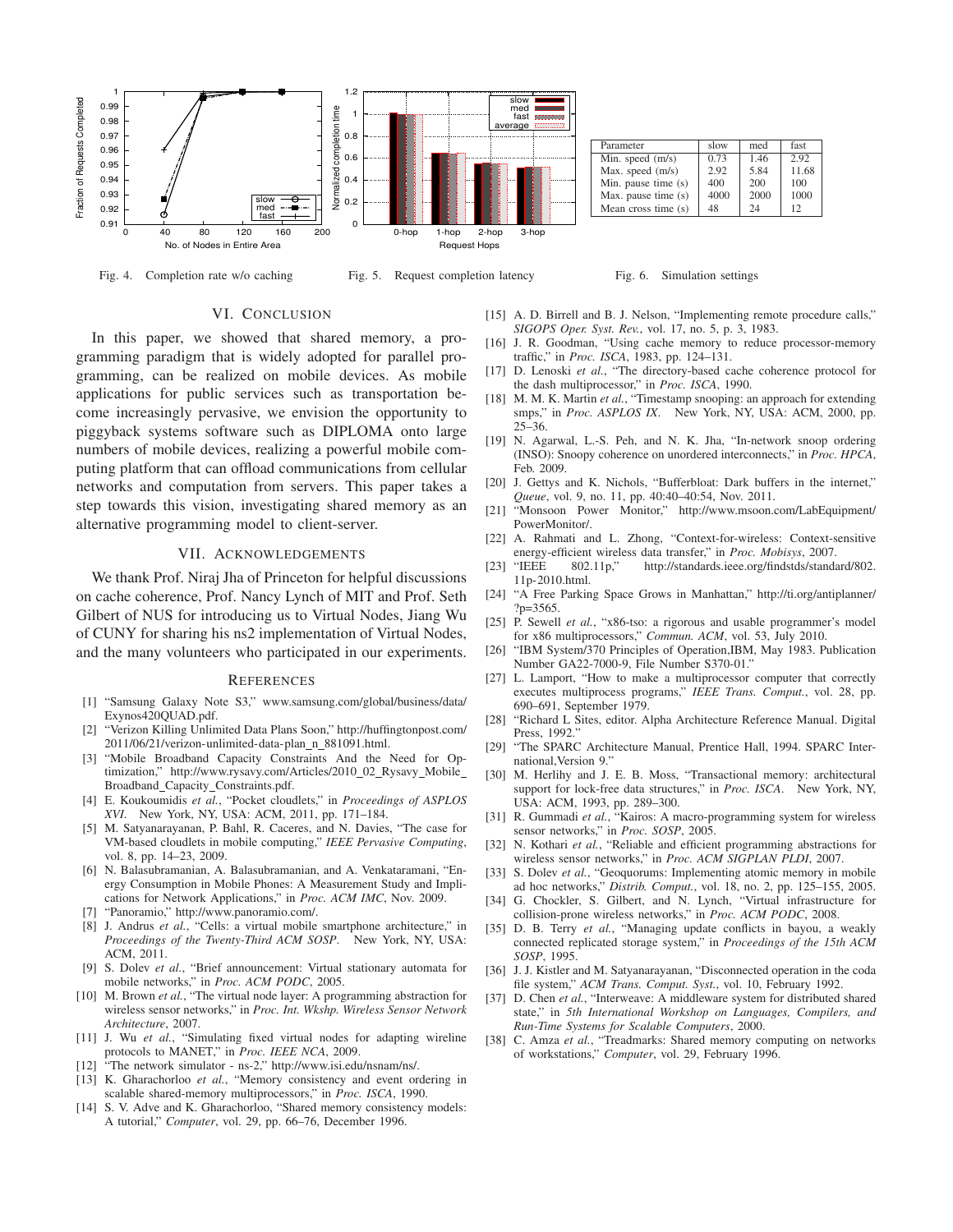1
0.99
0.98
0.97
0.96
0.95
0.94
0.93
0.92
0.91
0 40 80 120 160 200
No. of Nodes in Entire Area
Fraction of Requests Completed
slow
med
fast

Fig. 4. Completion rate w/o caching

1.2
1
0.8
0.6
0.4
0.2
0
0-hop 1-hop 2-hop 3-hop
Request Hops
Normalized completion time
slow
med
fast
average

Fig. 5. Request completion latency

| Parameter | slow | med | fast |
|---|---|---|---|
| Min. speed (m/s) | 0.73 | 1.46 | 2.92 |
| Max. speed (m/s) | 2.92 | 5.84 | 11.68 |
| Min. pause time (s) | 400 | 200 | 100 |
| Max. pause time (s) | 4000 | 2000 | 1000 |
| Mean cross time (s) | 48 | 24 | 12 |

Fig. 6. Simulation settings

## VI. Conclusion

In this paper, we showed that shared memory, a programming paradigm that is widely adopted for parallel programming, can be realized on mobile devices. As mobile applications for public services such as transportation become increasingly pervasive, we envision the opportunity to piggyback systems software such as DIPLOMA onto large numbers of mobile devices, realizing a powerful mobile computing platform that can offload communications from cellular networks and computation from servers. This paper takes a step towards this vision, investigating shared memory as an alternative programming model to client-server.

## VII. Acknowledgements

We thank Prof. Niraj Jha of Princeton for helpful discussions on cache coherence, Prof. Nancy Lynch of MIT and Prof. Seth Gilbert of NUS for introducing us to Virtual Nodes, Jiang Wu of CUNY for sharing his ns2 implementation of Virtual Nodes, and the many volunteers who participated in our experiments.

## References

[1] "Samsung Galaxy Note S3," www.samsung.com/global/business/data/Exynos420QUAD.pdf.

[2] "Verizon Killing Unlimited Data Plans Soon," http://huffingtonpost.com/2011/06/21/verizon-unlimited-data-plan_n_881091.html.

[3] "Mobile Broadband Capacity Constraints And the Need for Optimization," http://www.rysavy.com/Articles/2010_02_Rysavy_Mobile_Broadband_Capacity_Constraints.pdf.

[4] E. Koukoumidis *et al.*, "Pocket cloudlets," in *Proceedings of ASPLOS XVI*. New York, NY, USA: ACM, 2011, pp. 171–184.

[5] M. Satyanarayanan, P. Bahl, R. Caceres, and N. Davies, "The case for VM-based cloudlets in mobile computing," *IEEE Pervasive Computing*, vol. 8, pp. 14–23, 2009.

[6] N. Balasubramanian, A. Balasubramanian, and A. Venkataramani, "Energy Consumption in Mobile Phones: A Measurement Study and Implications for Network Applications," in *Proc. ACM IMC*, Nov. 2009.

[7] "Panoramio," http://www.panoramio.com/.

[8] J. Andrus *et al.*, "Cells: a virtual mobile smartphone architecture," in *Proceedings of the Twenty-Third ACM SOSP*. New York, NY, USA: ACM, 2011.

[9] S. Dolev *et al.*, "Brief announcement: Virtual stationary automata for mobile networks," in *Proc. ACM PODC*, 2005.

[10] M. Brown *et al.*, "The virtual node layer: A programming abstraction for wireless sensor networks," in *Proc. Int. Wkshp. Wireless Sensor Network Architecture*, 2007.

[11] J. Wu *et al.*, "Simulating fixed virtual nodes for adapting wireline protocols to MANET," in *Proc. IEEE NCA*, 2009.

[12] "The network simulator - ns-2," http://www.isi.edu/nsnam/ns/.

[13] K. Gharachorloo *et al.*, "Memory consistency and event ordering in scalable shared-memory multiprocessors," in *Proc. ISCA*, 1990.

[14] S. V. Adve and K. Gharachorloo, "Shared memory consistency models: A tutorial," *Computer*, vol. 29, pp. 66–76, December 1996.

[15] A. D. Birrell and B. J. Nelson, "Implementing remote procedure calls," *SIGOPS Oper. Syst. Rev.*, vol. 17, no. 5, p. 3, 1983.

[16] J. R. Goodman, "Using cache memory to reduce processor-memory traffic," in *Proc. ISCA*, 1983, pp. 124–131.

[17] D. Lenoski *et al.*, "The directory-based cache coherence protocol for the dash multiprocessor," in *Proc. ISCA*, 1990.

[18] M. M. K. Martin *et al.*, "Timestamp snooping: an approach for extending smps," in *Proc. ASPLOS IX*. New York, NY, USA: ACM, 2000, pp. 25–36.

[19] N. Agarwal, L.-S. Peh, and N. K. Jha, "In-network snoop ordering (INSO): Snoopy coherence on unordered interconnects," in *Proc. HPCA*, Feb. 2009.

[20] J. Gettys and K. Nichols, "Bufferbloat: Dark buffers in the internet," *Queue*, vol. 9, no. 11, pp. 40:40–40:54, Nov. 2011.

[21] "Monsoon Power Monitor," http://www.msoon.com/LabEquipment/PowerMonitor/.

[22] A. Rahmati and L. Zhong, "Context-for-wireless: Context-sensitive energy-efficient wireless data transfer," in *Proc. Mobisys*, 2007.

[23] "IEEE 802.11p," http://standards.ieee.org/findstds/standard/802.11p-2010.html.

[24] "A Free Parking Space Grows in Manhattan," http://ti.org/antiplanner/?p=3565.

[25] P. Sewell *et al.*, "x86-tso: a rigorous and usable programmer's model for x86 multiprocessors," *Commun. ACM*, vol. 53, July 2010.

[26] "IBM System/370 Principles of Operation,IBM, May 1983. Publication Number GA22-7000-9, File Number S370-01."

[27] L. Lamport, "How to make a multiprocessor computer that correctly executes multiprocess programs," *IEEE Trans. Comput.*, vol. 28, pp. 690–691, September 1979.

[28] "Richard L Sites, editor. Alpha Architecture Reference Manual. Digital Press, 1992."

[29] "The SPARC Architecture Manual, Prentice Hall, 1994. SPARC International,Version 9."

[30] M. Herlihy and J. E. B. Moss, "Transactional memory: architectural support for lock-free data structures," in *Proc. ISCA*. New York, NY, USA: ACM, 1993, pp. 289–300.

[31] R. Gummadi *et al.*, "Kairos: A macro-programming system for wireless sensor networks," in *Proc. SOSP*, 2005.

[32] N. Kothari *et al.*, "Reliable and efficient programming abstractions for wireless sensor networks," in *Proc. ACM SIGPLAN PLDI*, 2007.

[33] S. Dolev *et al.*, "Geoquorums: Implementing atomic memory in mobile ad hoc networks," *Distrib. Comput.*, vol. 18, no. 2, pp. 125–155, 2005.

[34] G. Chockler, S. Gilbert, and N. Lynch, "Virtual infrastructure for collision-prone wireless networks," in *Proc. ACM PODC*, 2008.

[35] D. B. Terry *et al.*, "Managing update conflicts in bayou, a weakly connected replicated storage system," in *Proceedings of the 15th ACM SOSP*, 1995.

[36] J. J. Kistler and M. Satyanarayanan, "Disconnected operation in the coda file system," *ACM Trans. Comput. Syst.*, vol. 10, February 1992.

[37] D. Chen *et al.*, "Interweave: A middleware system for distributed shared state," in *5th International Workshop on Languages, Compilers, and Run-Time Systems for Scalable Computers*, 2000.

[38] C. Amza *et al.*, "Treadmarks: Shared memory computing on networks of workstations," *Computer*, vol. 29, February 1996.